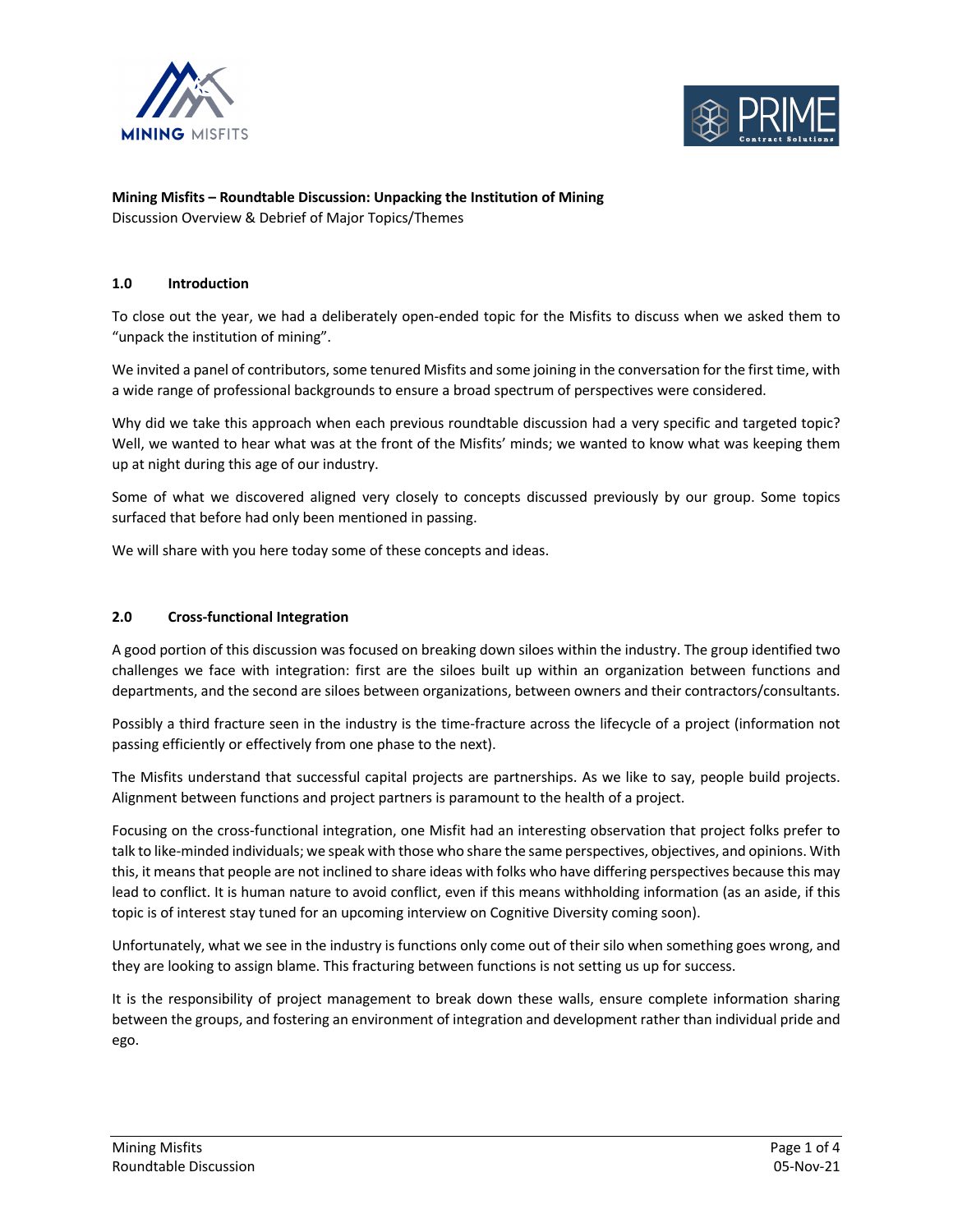**Mining Misfits – Roundtable Discussion: Unpacking the Institution of Mining**
Discussion Overview & Debrief of Major Topics/Themes

## 1.0 Introduction

To close out the year, we had a deliberately open-ended topic for the Misfits to discuss when we asked them to "unpack the institution of mining".

We invited a panel of contributors, some tenured Misfits and some joining in the conversation for the first time, with a wide range of professional backgrounds to ensure a broad spectrum of perspectives were considered.

Why did we take this approach when each previous roundtable discussion had a very specific and targeted topic? Well, we wanted to hear what was at the front of the Misfits' minds; we wanted to know what was keeping them up at night during this age of our industry.

Some of what we discovered aligned very closely to concepts discussed previously by our group. Some topics surfaced that before had only been mentioned in passing.

We will share with you here today some of these concepts and ideas.

## 2.0 Cross-functional Integration

A good portion of this discussion was focused on breaking down siloes within the industry. The group identified two challenges we face with integration: first are the siloes built up within an organization between functions and departments, and the second are siloes between organizations, between owners and their contractors/consultants.

Possibly a third fracture seen in the industry is the time-fracture across the lifecycle of a project (information not passing efficiently or effectively from one phase to the next).

The Misfits understand that successful capital projects are partnerships. As we like to say, people build projects. Alignment between functions and project partners is paramount to the health of a project.

Focusing on the cross-functional integration, one Misfit had an interesting observation that project folks prefer to talk to like-minded individuals; we speak with those who share the same perspectives, objectives, and opinions. With this, it means that people are not inclined to share ideas with folks who have differing perspectives because this may lead to conflict. It is human nature to avoid conflict, even if this means withholding information (as an aside, if this topic is of interest stay tuned for an upcoming interview on Cognitive Diversity coming soon).

Unfortunately, what we see in the industry is functions only come out of their silo when something goes wrong, and they are looking to assign blame. This fracturing between functions is not setting us up for success.

It is the responsibility of project management to break down these walls, ensure complete information sharing between the groups, and fostering an environment of integration and development rather than individual pride and ego.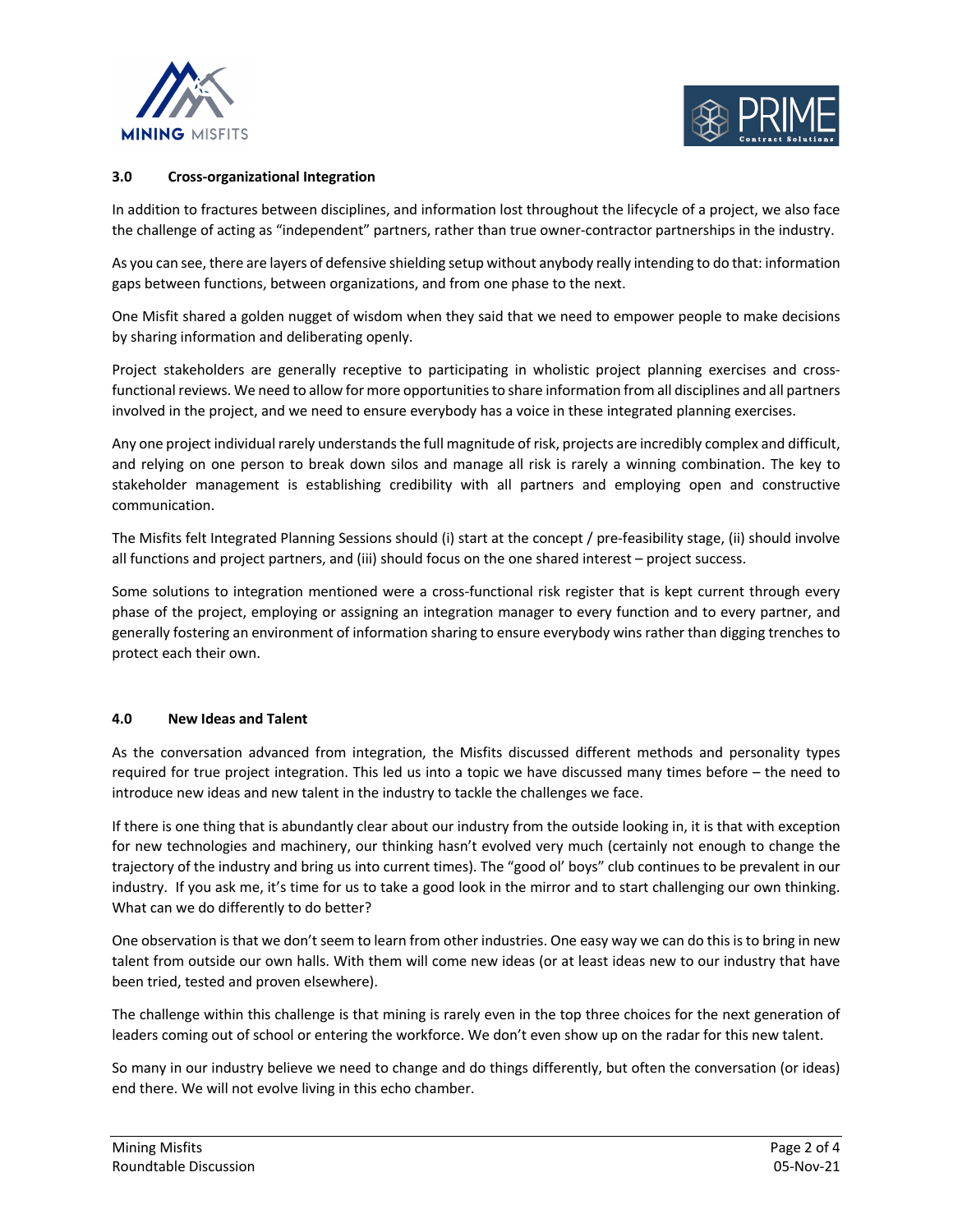## 3.0 Cross-organizational Integration

In addition to fractures between disciplines, and information lost throughout the lifecycle of a project, we also face the challenge of acting as "independent" partners, rather than true owner-contractor partnerships in the industry.

As you can see, there are layers of defensive shielding setup without anybody really intending to do that: information gaps between functions, between organizations, and from one phase to the next.

One Misfit shared a golden nugget of wisdom when they said that we need to empower people to make decisions by sharing information and deliberating openly.

Project stakeholders are generally receptive to participating in wholistic project planning exercises and cross-functional reviews. We need to allow for more opportunities to share information from all disciplines and all partners involved in the project, and we need to ensure everybody has a voice in these integrated planning exercises.

Any one project individual rarely understands the full magnitude of risk, projects are incredibly complex and difficult, and relying on one person to break down silos and manage all risk is rarely a winning combination. The key to stakeholder management is establishing credibility with all partners and employing open and constructive communication.

The Misfits felt Integrated Planning Sessions should (i) start at the concept / pre-feasibility stage, (ii) should involve all functions and project partners, and (iii) should focus on the one shared interest – project success.

Some solutions to integration mentioned were a cross-functional risk register that is kept current through every phase of the project, employing or assigning an integration manager to every function and to every partner, and generally fostering an environment of information sharing to ensure everybody wins rather than digging trenches to protect each their own.

## 4.0 New Ideas and Talent

As the conversation advanced from integration, the Misfits discussed different methods and personality types required for true project integration. This led us into a topic we have discussed many times before – the need to introduce new ideas and new talent in the industry to tackle the challenges we face.

If there is one thing that is abundantly clear about our industry from the outside looking in, it is that with exception for new technologies and machinery, our thinking hasn't evolved very much (certainly not enough to change the trajectory of the industry and bring us into current times). The "good ol' boys" club continues to be prevalent in our industry. If you ask me, it's time for us to take a good look in the mirror and to start challenging our own thinking. What can we do differently to do better?

One observation is that we don't seem to learn from other industries. One easy way we can do this is to bring in new talent from outside our own halls. With them will come new ideas (or at least ideas new to our industry that have been tried, tested and proven elsewhere).

The challenge within this challenge is that mining is rarely even in the top three choices for the next generation of leaders coming out of school or entering the workforce. We don't even show up on the radar for this new talent.

So many in our industry believe we need to change and do things differently, but often the conversation (or ideas) end there. We will not evolve living in this echo chamber.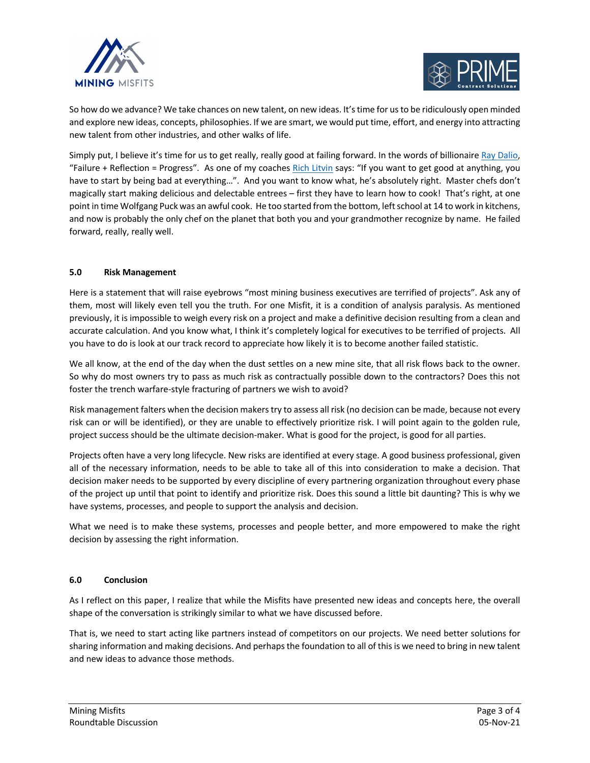So how do we advance? We take chances on new talent, on new ideas. It's time for us to be ridiculously open minded and explore new ideas, concepts, philosophies. If we are smart, we would put time, effort, and energy into attracting new talent from other industries, and other walks of life.

Simply put, I believe it's time for us to get really, really good at failing forward. In the words of billionaire Ray Dalio, "Failure + Reflection = Progress". As one of my coaches Rich Litvin says: "If you want to get good at anything, you have to start by being bad at everything…". And you want to know what, he's absolutely right. Master chefs don't magically start making delicious and delectable entrees – first they have to learn how to cook! That's right, at one point in time Wolfgang Puck was an awful cook. He too started from the bottom, left school at 14 to work in kitchens, and now is probably the only chef on the planet that both you and your grandmother recognize by name. He failed forward, really, really well.

## 5.0 Risk Management

Here is a statement that will raise eyebrows "most mining business executives are terrified of projects". Ask any of them, most will likely even tell you the truth. For one Misfit, it is a condition of analysis paralysis. As mentioned previously, it is impossible to weigh every risk on a project and make a definitive decision resulting from a clean and accurate calculation. And you know what, I think it's completely logical for executives to be terrified of projects. All you have to do is look at our track record to appreciate how likely it is to become another failed statistic.

We all know, at the end of the day when the dust settles on a new mine site, that all risk flows back to the owner. So why do most owners try to pass as much risk as contractually possible down to the contractors? Does this not foster the trench warfare-style fracturing of partners we wish to avoid?

Risk management falters when the decision makers try to assess all risk (no decision can be made, because not every risk can or will be identified), or they are unable to effectively prioritize risk. I will point again to the golden rule, project success should be the ultimate decision-maker. What is good for the project, is good for all parties.

Projects often have a very long lifecycle. New risks are identified at every stage. A good business professional, given all of the necessary information, needs to be able to take all of this into consideration to make a decision. That decision maker needs to be supported by every discipline of every partnering organization throughout every phase of the project up until that point to identify and prioritize risk. Does this sound a little bit daunting? This is why we have systems, processes, and people to support the analysis and decision.

What we need is to make these systems, processes and people better, and more empowered to make the right decision by assessing the right information.

## 6.0 Conclusion

As I reflect on this paper, I realize that while the Misfits have presented new ideas and concepts here, the overall shape of the conversation is strikingly similar to what we have discussed before.

That is, we need to start acting like partners instead of competitors on our projects. We need better solutions for sharing information and making decisions. And perhaps the foundation to all of this is we need to bring in new talent and new ideas to advance those methods.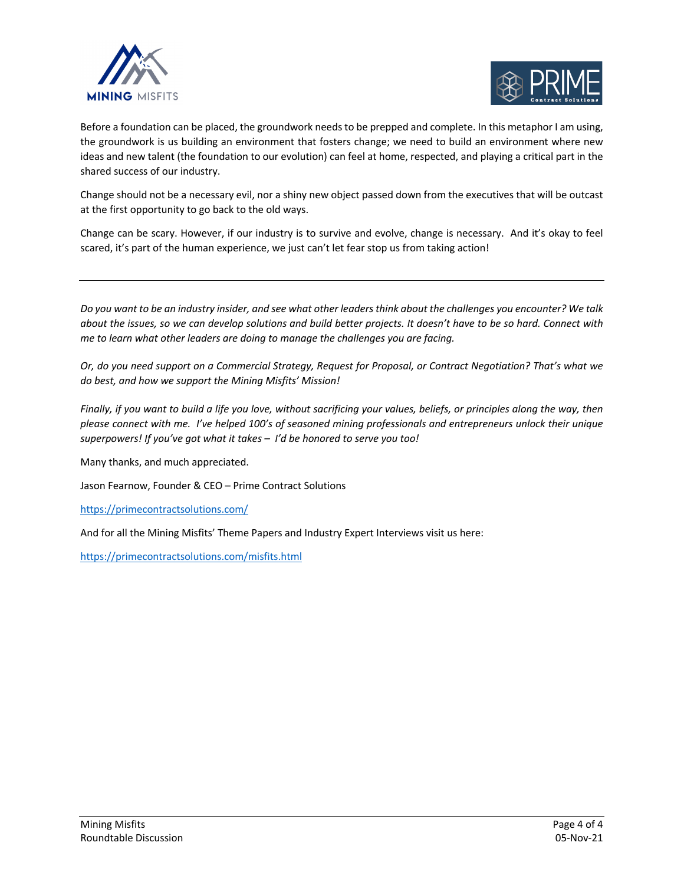Before a foundation can be placed, the groundwork needs to be prepped and complete. In this metaphor I am using, the groundwork is us building an environment that fosters change; we need to build an environment where new ideas and new talent (the foundation to our evolution) can feel at home, respected, and playing a critical part in the shared success of our industry.

Change should not be a necessary evil, nor a shiny new object passed down from the executives that will be outcast at the first opportunity to go back to the old ways.

Change can be scary. However, if our industry is to survive and evolve, change is necessary. And it's okay to feel scared, it's part of the human experience, we just can't let fear stop us from taking action!

---

*Do you want to be an industry insider, and see what other leaders think about the challenges you encounter? We talk about the issues, so we can develop solutions and build better projects. It doesn't have to be so hard. Connect with me to learn what other leaders are doing to manage the challenges you are facing.*

*Or, do you need support on a Commercial Strategy, Request for Proposal, or Contract Negotiation? That's what we do best, and how we support the Mining Misfits' Mission!*

*Finally, if you want to build a life you love, without sacrificing your values, beliefs, or principles along the way, then please connect with me. I've helped 100's of seasoned mining professionals and entrepreneurs unlock their unique superpowers! If you've got what it takes – I'd be honored to serve you too!*

Many thanks, and much appreciated.

Jason Fearnow, Founder & CEO – Prime Contract Solutions

https://primecontractsolutions.com/

And for all the Mining Misfits' Theme Papers and Industry Expert Interviews visit us here:

https://primecontractsolutions.com/misfits.html